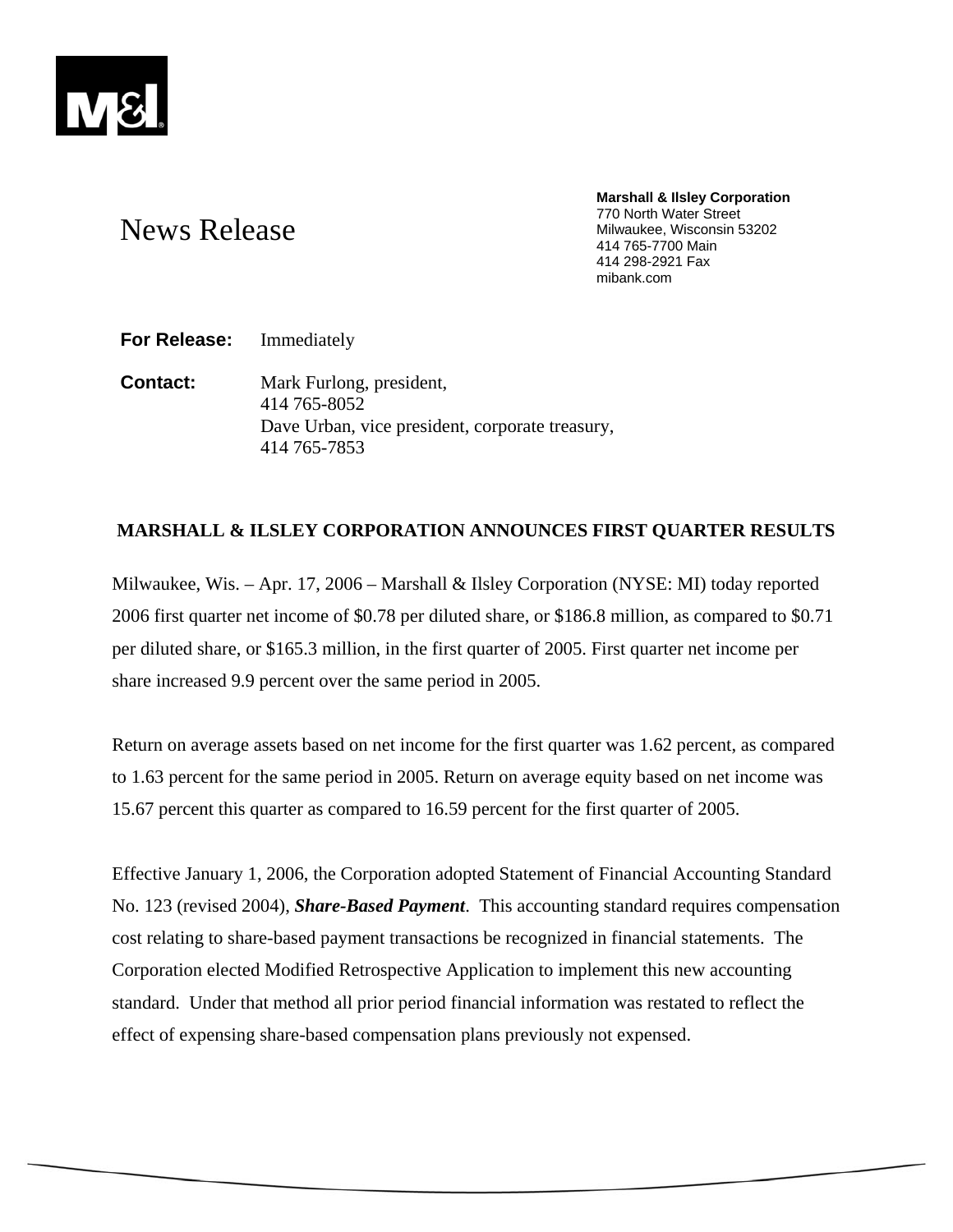News Release

**Marshall & Ilsley Corporation**
770 North Water Street
Milwaukee, Wisconsin 53202
414 765-7700 Main
414 298-2921 Fax
mibank.com

**For Release:** Immediately

**Contact:** Mark Furlong, president,
414 765-8052
Dave Urban, vice president, corporate treasury,
414 765-7853

## MARSHALL & ILSLEY CORPORATION ANNOUNCES FIRST QUARTER RESULTS

Milwaukee, Wis. – Apr. 17, 2006 – Marshall & Ilsley Corporation (NYSE: MI) today reported 2006 first quarter net income of $0.78 per diluted share, or $186.8 million, as compared to $0.71 per diluted share, or $165.3 million, in the first quarter of 2005. First quarter net income per share increased 9.9 percent over the same period in 2005.

Return on average assets based on net income for the first quarter was 1.62 percent, as compared to 1.63 percent for the same period in 2005. Return on average equity based on net income was 15.67 percent this quarter as compared to 16.59 percent for the first quarter of 2005.

Effective January 1, 2006, the Corporation adopted Statement of Financial Accounting Standard No. 123 (revised 2004), ***Share-Based Payment***. This accounting standard requires compensation cost relating to share-based payment transactions be recognized in financial statements. The Corporation elected Modified Retrospective Application to implement this new accounting standard. Under that method all prior period financial information was restated to reflect the effect of expensing share-based compensation plans previously not expensed.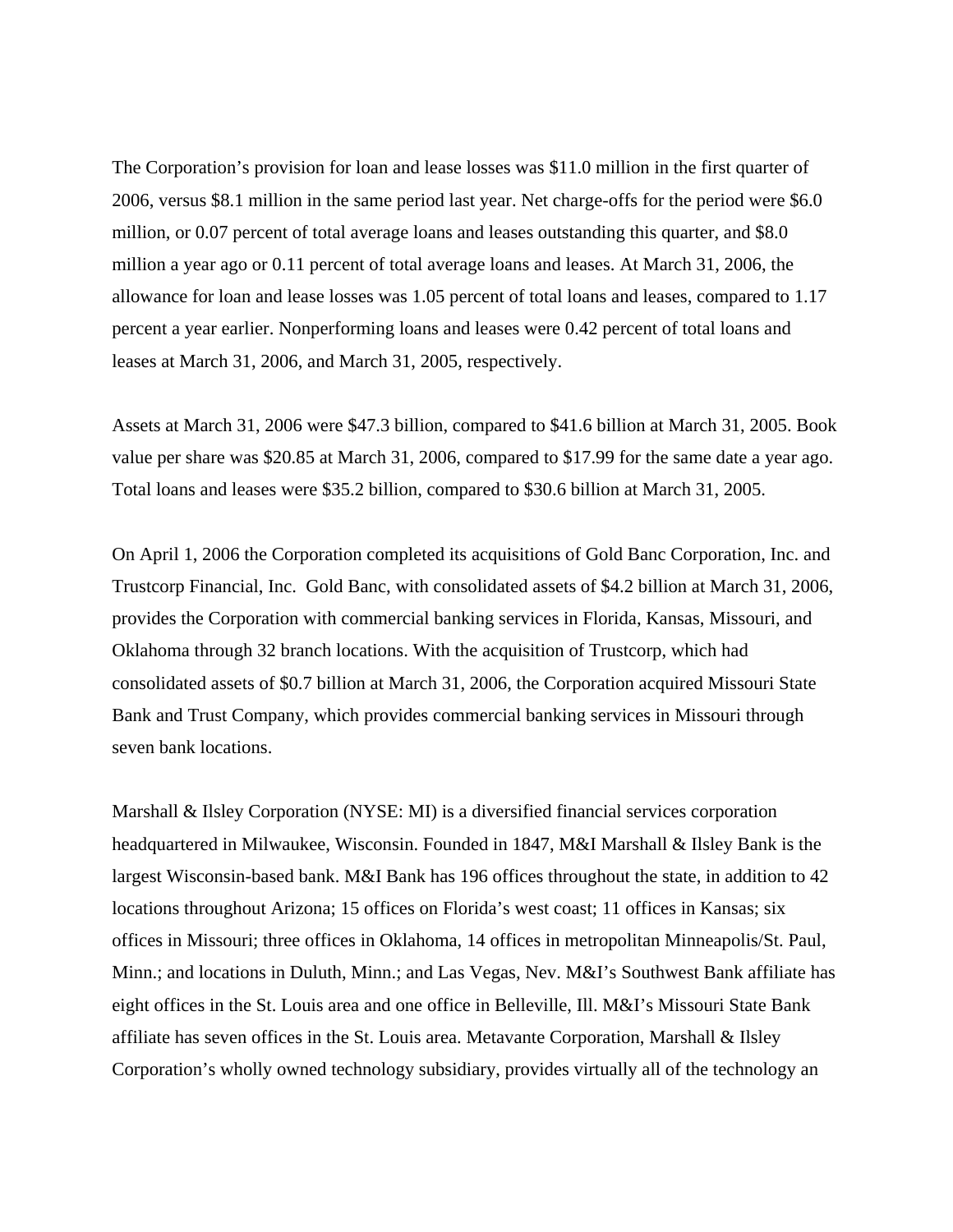The Corporation's provision for loan and lease losses was $11.0 million in the first quarter of 2006, versus $8.1 million in the same period last year. Net charge-offs for the period were $6.0 million, or 0.07 percent of total average loans and leases outstanding this quarter, and $8.0 million a year ago or 0.11 percent of total average loans and leases. At March 31, 2006, the allowance for loan and lease losses was 1.05 percent of total loans and leases, compared to 1.17 percent a year earlier. Nonperforming loans and leases were 0.42 percent of total loans and leases at March 31, 2006, and March 31, 2005, respectively.

Assets at March 31, 2006 were $47.3 billion, compared to $41.6 billion at March 31, 2005. Book value per share was $20.85 at March 31, 2006, compared to $17.99 for the same date a year ago. Total loans and leases were $35.2 billion, compared to $30.6 billion at March 31, 2005.

On April 1, 2006 the Corporation completed its acquisitions of Gold Banc Corporation, Inc. and Trustcorp Financial, Inc. Gold Banc, with consolidated assets of $4.2 billion at March 31, 2006, provides the Corporation with commercial banking services in Florida, Kansas, Missouri, and Oklahoma through 32 branch locations. With the acquisition of Trustcorp, which had consolidated assets of $0.7 billion at March 31, 2006, the Corporation acquired Missouri State Bank and Trust Company, which provides commercial banking services in Missouri through seven bank locations.

Marshall & Ilsley Corporation (NYSE: MI) is a diversified financial services corporation headquartered in Milwaukee, Wisconsin. Founded in 1847, M&I Marshall & Ilsley Bank is the largest Wisconsin-based bank. M&I Bank has 196 offices throughout the state, in addition to 42 locations throughout Arizona; 15 offices on Florida's west coast; 11 offices in Kansas; six offices in Missouri; three offices in Oklahoma, 14 offices in metropolitan Minneapolis/St. Paul, Minn.; and locations in Duluth, Minn.; and Las Vegas, Nev. M&I's Southwest Bank affiliate has eight offices in the St. Louis area and one office in Belleville, Ill. M&I's Missouri State Bank affiliate has seven offices in the St. Louis area. Metavante Corporation, Marshall & Ilsley Corporation's wholly owned technology subsidiary, provides virtually all of the technology an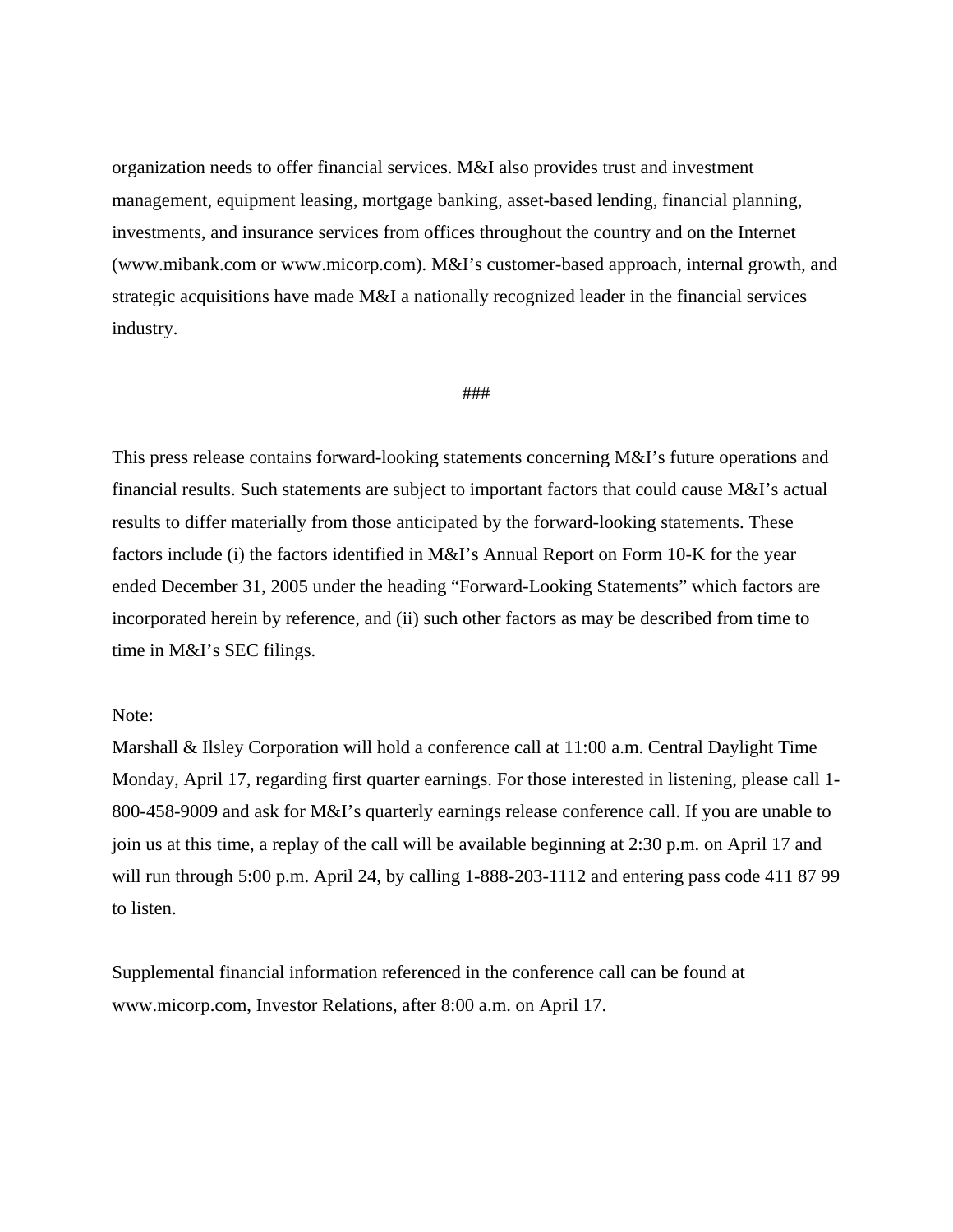organization needs to offer financial services. M&I also provides trust and investment management, equipment leasing, mortgage banking, asset-based lending, financial planning, investments, and insurance services from offices throughout the country and on the Internet (www.mibank.com or www.micorp.com). M&I's customer-based approach, internal growth, and strategic acquisitions have made M&I a nationally recognized leader in the financial services industry.

###

This press release contains forward-looking statements concerning M&I's future operations and financial results. Such statements are subject to important factors that could cause M&I's actual results to differ materially from those anticipated by the forward-looking statements. These factors include (i) the factors identified in M&I's Annual Report on Form 10-K for the year ended December 31, 2005 under the heading "Forward-Looking Statements" which factors are incorporated herein by reference, and (ii) such other factors as may be described from time to time in M&I's SEC filings.

Note:
Marshall & Ilsley Corporation will hold a conference call at 11:00 a.m. Central Daylight Time Monday, April 17, regarding first quarter earnings. For those interested in listening, please call 1-800-458-9009 and ask for M&I's quarterly earnings release conference call. If you are unable to join us at this time, a replay of the call will be available beginning at 2:30 p.m. on April 17 and will run through 5:00 p.m. April 24, by calling 1-888-203-1112 and entering pass code 411 87 99 to listen.

Supplemental financial information referenced in the conference call can be found at www.micorp.com, Investor Relations, after 8:00 a.m. on April 17.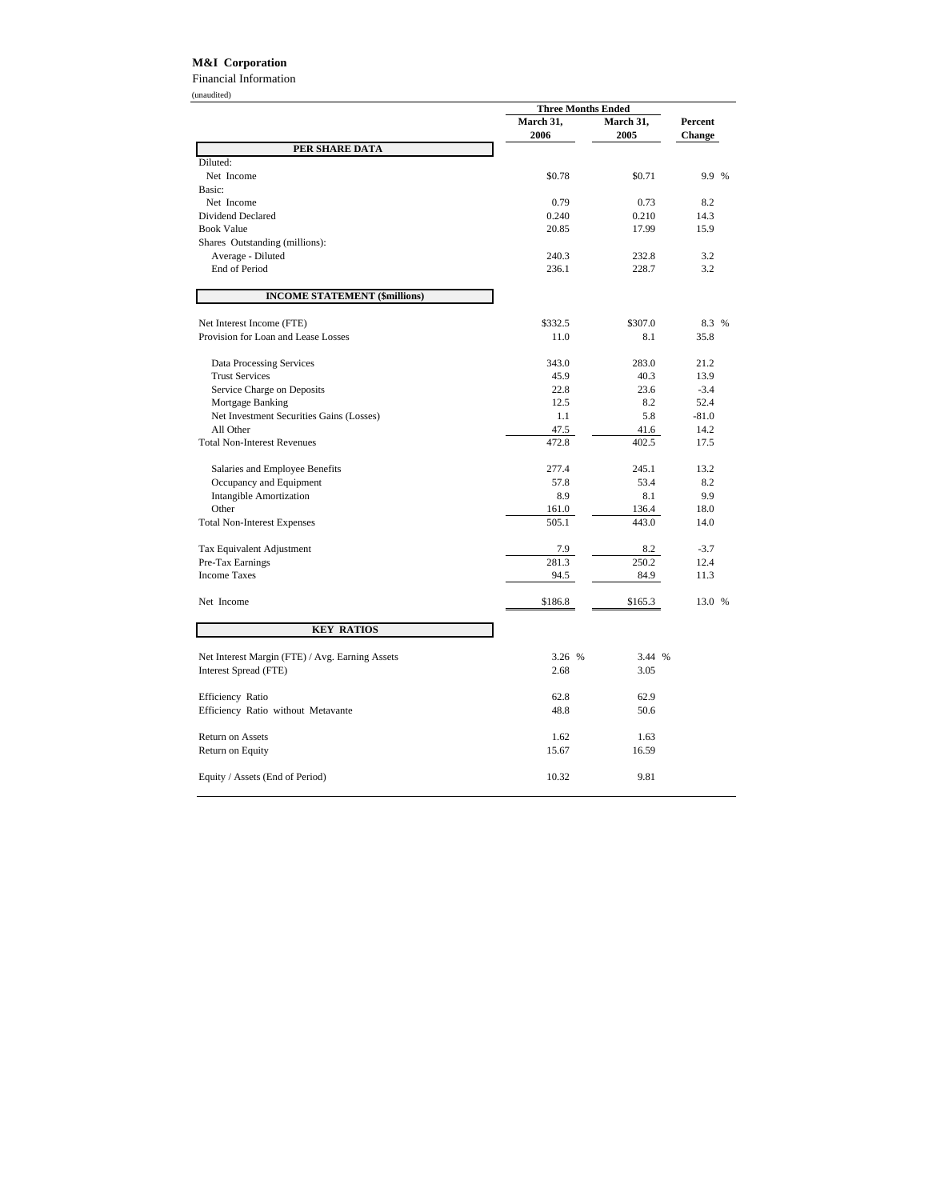**M&I Corporation**

Financial Information

(unaudited)

| | Three Months Ended | | |
|---|---|---|---|
| | March 31, 2006 | March 31, 2005 | Percent Change |
| **PER SHARE DATA** | | | |
| Diluted: | | | |
| Net Income | $0.78 | $0.71 | 9.9 % |
| Basic: | | | |
| Net Income | 0.79 | 0.73 | 8.2 |
| Dividend Declared | 0.240 | 0.210 | 14.3 |
| Book Value | 20.85 | 17.99 | 15.9 |
| Shares Outstanding (millions): | | | |
| Average - Diluted | 240.3 | 232.8 | 3.2 |
| End of Period | 236.1 | 228.7 | 3.2 |
| **INCOME STATEMENT ($millions)** | | | |
| Net Interest Income (FTE) | $332.5 | $307.0 | 8.3 % |
| Provision for Loan and Lease Losses | 11.0 | 8.1 | 35.8 |
| Data Processing Services | 343.0 | 283.0 | 21.2 |
| Trust Services | 45.9 | 40.3 | 13.9 |
| Service Charge on Deposits | 22.8 | 23.6 | -3.4 |
| Mortgage Banking | 12.5 | 8.2 | 52.4 |
| Net Investment Securities Gains (Losses) | 1.1 | 5.8 | -81.0 |
| All Other | 47.5 | 41.6 | 14.2 |
| Total Non-Interest Revenues | 472.8 | 402.5 | 17.5 |
| Salaries and Employee Benefits | 277.4 | 245.1 | 13.2 |
| Occupancy and Equipment | 57.8 | 53.4 | 8.2 |
| Intangible Amortization | 8.9 | 8.1 | 9.9 |
| Other | 161.0 | 136.4 | 18.0 |
| Total Non-Interest Expenses | 505.1 | 443.0 | 14.0 |
| Tax Equivalent Adjustment | 7.9 | 8.2 | -3.7 |
| Pre-Tax Earnings | 281.3 | 250.2 | 12.4 |
| Income Taxes | 94.5 | 84.9 | 11.3 |
| Net Income | $186.8 | $165.3 | 13.0 % |
| **KEY RATIOS** | | | |
| Net Interest Margin (FTE) / Avg. Earning Assets | 3.26 % | 3.44 % | |
| Interest Spread (FTE) | 2.68 | 3.05 | |
| Efficiency Ratio | 62.8 | 62.9 | |
| Efficiency Ratio without Metavante | 48.8 | 50.6 | |
| Return on Assets | 1.62 | 1.63 | |
| Return on Equity | 15.67 | 16.59 | |
| Equity / Assets (End of Period) | 10.32 | 9.81 | |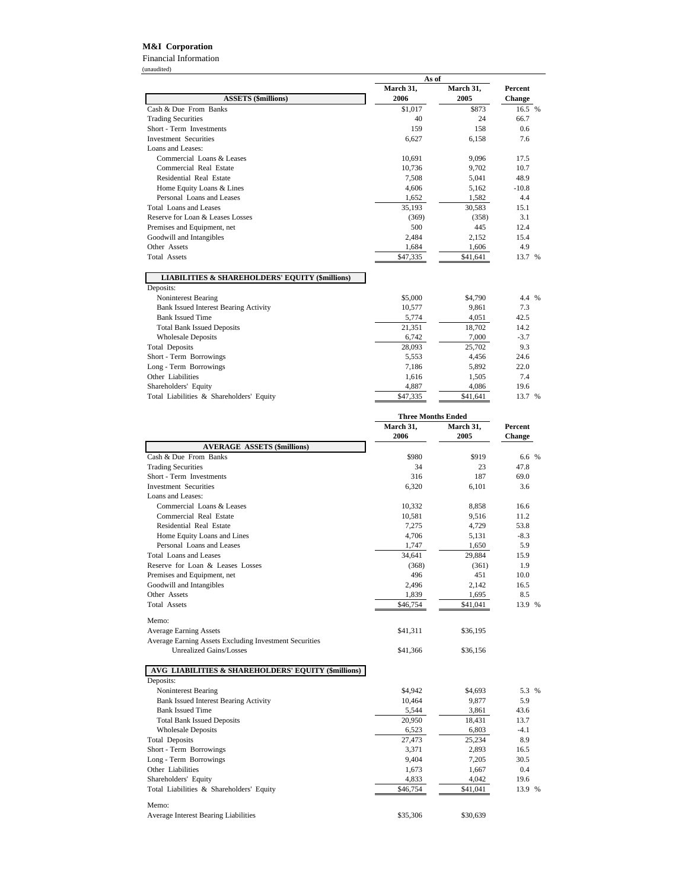**M&I Corporation**

Financial Information

(unaudited)

| ASSETS ($millions) | As of March 31, 2006 | As of March 31, 2005 | Percent Change |
|---|---|---|---|
| Cash & Due From Banks | $1,017 | $873 | 16.5 % |
| Trading Securities | 40 | 24 | 66.7 |
| Short - Term Investments | 159 | 158 | 0.6 |
| Investment Securities | 6,627 | 6,158 | 7.6 |
| Loans and Leases: | | | |
| Commercial Loans & Leases | 10,691 | 9,096 | 17.5 |
| Commercial Real Estate | 10,736 | 9,702 | 10.7 |
| Residential Real Estate | 7,508 | 5,041 | 48.9 |
| Home Equity Loans & Lines | 4,606 | 5,162 | -10.8 |
| Personal Loans and Leases | 1,652 | 1,582 | 4.4 |
| Total Loans and Leases | 35,193 | 30,583 | 15.1 |
| Reserve for Loan & Leases Losses | (369) | (358) | 3.1 |
| Premises and Equipment, net | 500 | 445 | 12.4 |
| Goodwill and Intangibles | 2,484 | 2,152 | 15.4 |
| Other Assets | 1,684 | 1,606 | 4.9 |
| Total Assets | $47,335 | $41,641 | 13.7 % |

| LIABILITIES & SHAREHOLDERS' EQUITY ($millions) | March 31, 2006 | March 31, 2005 | Percent Change |
|---|---|---|---|
| Deposits: | | | |
| Noninterest Bearing | $5,000 | $4,790 | 4.4 % |
| Bank Issued Interest Bearing Activity | 10,577 | 9,861 | 7.3 |
| Bank Issued Time | 5,774 | 4,051 | 42.5 |
| Total Bank Issued Deposits | 21,351 | 18,702 | 14.2 |
| Wholesale Deposits | 6,742 | 7,000 | -3.7 |
| Total Deposits | 28,093 | 25,702 | 9.3 |
| Short - Term Borrowings | 5,553 | 4,456 | 24.6 |
| Long - Term Borrowings | 7,186 | 5,892 | 22.0 |
| Other Liabilities | 1,616 | 1,505 | 7.4 |
| Shareholders' Equity | 4,887 | 4,086 | 19.6 |
| Total Liabilities & Shareholders' Equity | $47,335 | $41,641 | 13.7 % |

| AVERAGE ASSETS ($millions) | Three Months Ended March 31, 2006 | Three Months Ended March 31, 2005 | Percent Change |
|---|---|---|---|
| Cash & Due From Banks | $980 | $919 | 6.6 % |
| Trading Securities | 34 | 23 | 47.8 |
| Short - Term Investments | 316 | 187 | 69.0 |
| Investment Securities | 6,320 | 6,101 | 3.6 |
| Loans and Leases: | | | |
| Commercial Loans & Leases | 10,332 | 8,858 | 16.6 |
| Commercial Real Estate | 10,581 | 9,516 | 11.2 |
| Residential Real Estate | 7,275 | 4,729 | 53.8 |
| Home Equity Loans and Lines | 4,706 | 5,131 | -8.3 |
| Personal Loans and Leases | 1,747 | 1,650 | 5.9 |
| Total Loans and Leases | 34,641 | 29,884 | 15.9 |
| Reserve for Loan & Leases Losses | (368) | (361) | 1.9 |
| Premises and Equipment, net | 496 | 451 | 10.0 |
| Goodwill and Intangibles | 2,496 | 2,142 | 16.5 |
| Other Assets | 1,839 | 1,695 | 8.5 |
| Total Assets | $46,754 | $41,041 | 13.9 % |
| Memo: | | | |
| Average Earning Assets | $41,311 | $36,195 | |
| Average Earning Assets Excluding Investment Securities Unrealized Gains/Losses | $41,366 | $36,156 | |

| AVG LIABILITIES & SHAREHOLDERS' EQUITY ($millions) | Three Months Ended March 31, 2006 | Three Months Ended March 31, 2005 | Percent Change |
|---|---|---|---|
| Deposits: | | | |
| Noninterest Bearing | $4,942 | $4,693 | 5.3 % |
| Bank Issued Interest Bearing Activity | 10,464 | 9,877 | 5.9 |
| Bank Issued Time | 5,544 | 3,861 | 43.6 |
| Total Bank Issued Deposits | 20,950 | 18,431 | 13.7 |
| Wholesale Deposits | 6,523 | 6,803 | -4.1 |
| Total Deposits | 27,473 | 25,234 | 8.9 |
| Short - Term Borrowings | 3,371 | 2,893 | 16.5 |
| Long - Term Borrowings | 9,404 | 7,205 | 30.5 |
| Other Liabilities | 1,673 | 1,667 | 0.4 |
| Shareholders' Equity | 4,833 | 4,042 | 19.6 |
| Total Liabilities & Shareholders' Equity | $46,754 | $41,041 | 13.9 % |
| Memo: | | | |
| Average Interest Bearing Liabilities | $35,306 | $30,639 | |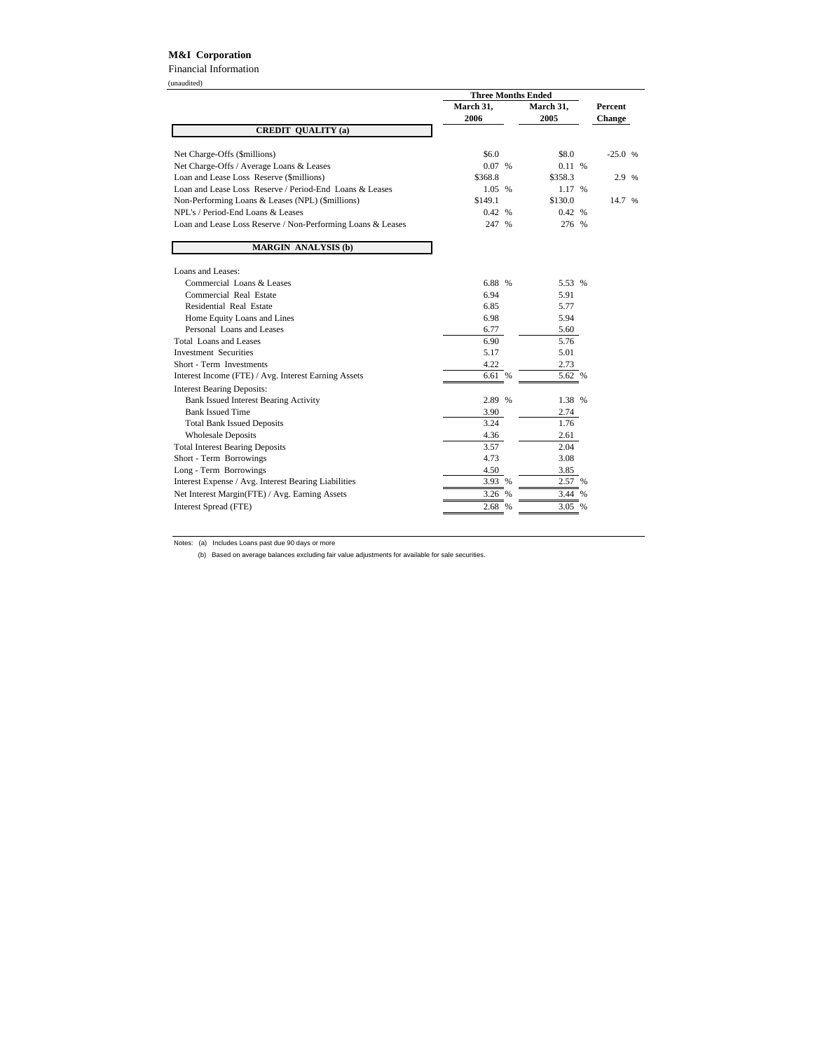**M&I Corporation**

Financial Information

(unaudited)

| | Three Months Ended | | |
|---|---|---|---|
| | March 31, 2006 | March 31, 2005 | Percent Change |
| **CREDIT QUALITY (a)** | | | |
| Net Charge-Offs ($millions) | $6.0 | $8.0 | -25.0 % |
| Net Charge-Offs / Average Loans & Leases | 0.07 % | 0.11 % | |
| Loan and Lease Loss Reserve ($millions) | $368.8 | $358.3 | 2.9 % |
| Loan and Lease Loss Reserve / Period-End Loans & Leases | 1.05 % | 1.17 % | |
| Non-Performing Loans & Leases (NPL) ($millions) | $149.1 | $130.0 | 14.7 % |
| NPL's / Period-End Loans & Leases | 0.42 % | 0.42 % | |
| Loan and Lease Loss Reserve / Non-Performing Loans & Leases | 247 % | 276 % | |
| **MARGIN ANALYSIS (b)** | | | |
| Loans and Leases: | | | |
| Commercial Loans & Leases | 6.88 % | 5.53 % | |
| Commercial Real Estate | 6.94 | 5.91 | |
| Residential Real Estate | 6.85 | 5.77 | |
| Home Equity Loans and Lines | 6.98 | 5.94 | |
| Personal Loans and Leases | 6.77 | 5.60 | |
| Total Loans and Leases | 6.90 | 5.76 | |
| Investment Securities | 5.17 | 5.01 | |
| Short - Term Investments | 4.22 | 2.73 | |
| Interest Income (FTE) / Avg. Interest Earning Assets | 6.61 % | 5.62 % | |
| Interest Bearing Deposits: | | | |
| Bank Issued Interest Bearing Activity | 2.89 % | 1.38 % | |
| Bank Issued Time | 3.90 | 2.74 | |
| Total Bank Issued Deposits | 3.24 | 1.76 | |
| Wholesale Deposits | 4.36 | 2.61 | |
| Total Interest Bearing Deposits | 3.57 | 2.04 | |
| Short - Term Borrowings | 4.73 | 3.08 | |
| Long - Term Borrowings | 4.50 | 3.85 | |
| Interest Expense / Avg. Interest Bearing Liabilities | 3.93 % | 2.57 % | |
| Net Interest Margin(FTE) / Avg. Earning Assets | 3.26 % | 3.44 % | |
| Interest Spread (FTE) | 2.68 % | 3.05 % | |

Notes: (a) Includes Loans past due 90 days or more

(b) Based on average balances excluding fair value adjustments for available for sale securities.